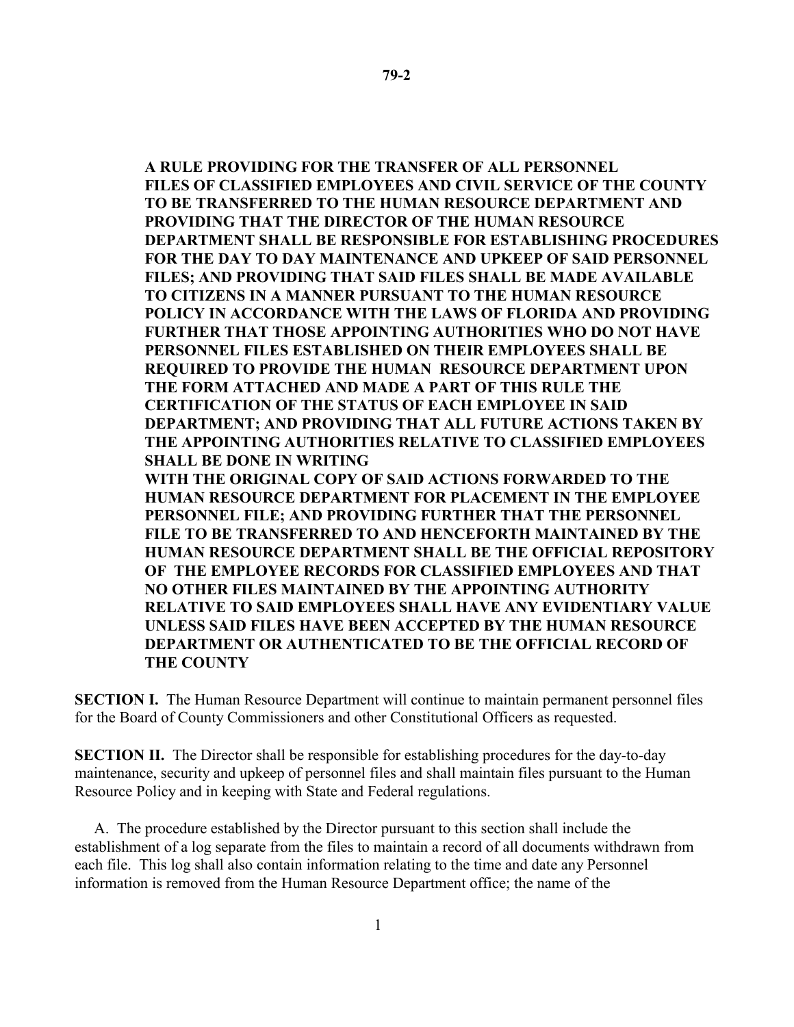# 79-2

**A RULE PROVIDING FOR THE TRANSFER OF ALL PERSONNEL FILES OF CLASSIFIED EMPLOYEES AND CIVIL SERVICE OF THE COUNTY TO BE TRANSFERRED TO THE HUMAN RESOURCE DEPARTMENT AND PROVIDING THAT THE DIRECTOR OF THE HUMAN RESOURCE DEPARTMENT SHALL BE RESPONSIBLE FOR ESTABLISHING PROCEDURES FOR THE DAY TO DAY MAINTENANCE AND UPKEEP OF SAID PERSONNEL FILES; AND PROVIDING THAT SAID FILES SHALL BE MADE AVAILABLE TO CITIZENS IN A MANNER PURSUANT TO THE HUMAN RESOURCE POLICY IN ACCORDANCE WITH THE LAWS OF FLORIDA AND PROVIDING FURTHER THAT THOSE APPOINTING AUTHORITIES WHO DO NOT HAVE PERSONNEL FILES ESTABLISHED ON THEIR EMPLOYEES SHALL BE REQUIRED TO PROVIDE THE HUMAN RESOURCE DEPARTMENT UPON THE FORM ATTACHED AND MADE A PART OF THIS RULE THE CERTIFICATION OF THE STATUS OF EACH EMPLOYEE IN SAID DEPARTMENT; AND PROVIDING THAT ALL FUTURE ACTIONS TAKEN BY THE APPOINTING AUTHORITIES RELATIVE TO CLASSIFIED EMPLOYEES SHALL BE DONE IN WRITING WITH THE ORIGINAL COPY OF SAID ACTIONS FORWARDED TO THE HUMAN RESOURCE DEPARTMENT FOR PLACEMENT IN THE EMPLOYEE PERSONNEL FILE; AND PROVIDING FURTHER THAT THE PERSONNEL FILE TO BE TRANSFERRED TO AND HENCEFORTH MAINTAINED BY THE HUMAN RESOURCE DEPARTMENT SHALL BE THE OFFICIAL REPOSITORY OF THE EMPLOYEE RECORDS FOR CLASSIFIED EMPLOYEES AND THAT NO OTHER FILES MAINTAINED BY THE APPOINTING AUTHORITY RELATIVE TO SAID EMPLOYEES SHALL HAVE ANY EVIDENTIARY VALUE UNLESS SAID FILES HAVE BEEN ACCEPTED BY THE HUMAN RESOURCE DEPARTMENT OR AUTHENTICATED TO BE THE OFFICIAL RECORD OF THE COUNTY**

**SECTION I.** The Human Resource Department will continue to maintain permanent personnel files for the Board of County Commissioners and other Constitutional Officers as requested.

**SECTION II.** The Director shall be responsible for establishing procedures for the day-to-day maintenance, security and upkeep of personnel files and shall maintain files pursuant to the Human Resource Policy and in keeping with State and Federal regulations.

A. The procedure established by the Director pursuant to this section shall include the establishment of a log separate from the files to maintain a record of all documents withdrawn from each file. This log shall also contain information relating to the time and date any Personnel information is removed from the Human Resource Department office; the name of the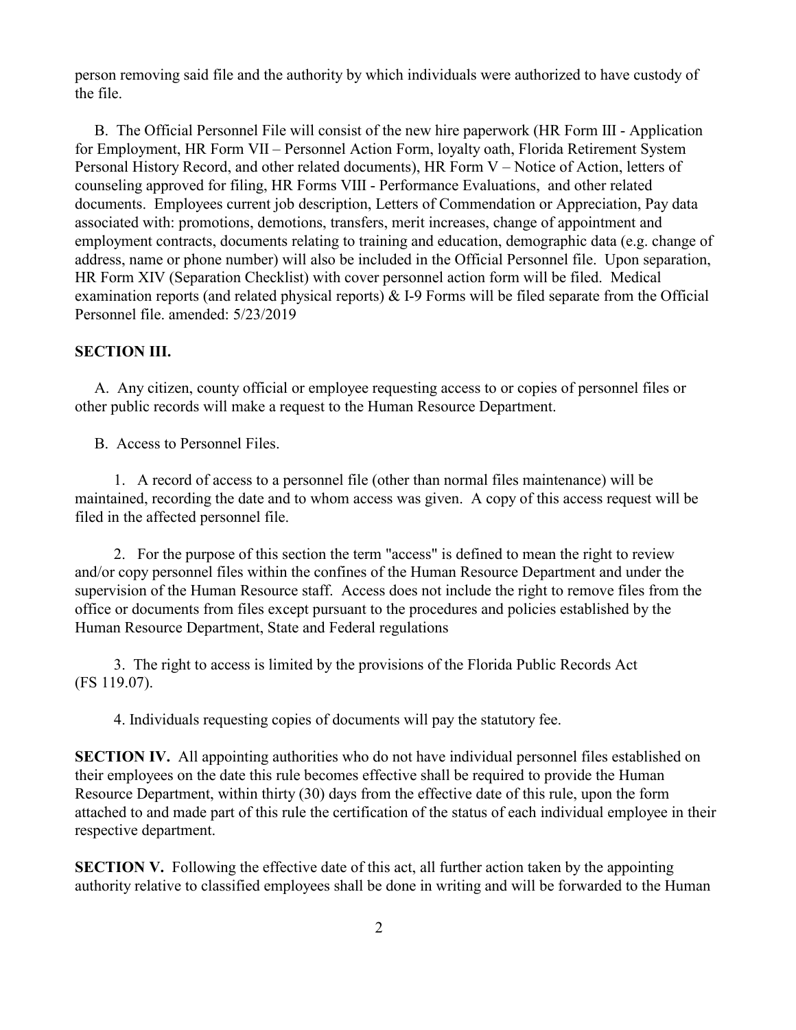person removing said file and the authority by which individuals were authorized to have custody of the file.

B. The Official Personnel File will consist of the new hire paperwork (HR Form III - Application for Employment, HR Form VII – Personnel Action Form, loyalty oath, Florida Retirement System Personal History Record, and other related documents), HR Form V – Notice of Action, letters of counseling approved for filing, HR Forms VIII - Performance Evaluations, and other related documents. Employees current job description, Letters of Commendation or Appreciation, Pay data associated with: promotions, demotions, transfers, merit increases, change of appointment and employment contracts, documents relating to training and education, demographic data (e.g. change of address, name or phone number) will also be included in the Official Personnel file. Upon separation, HR Form XIV (Separation Checklist) with cover personnel action form will be filed. Medical examination reports (and related physical reports) & I-9 Forms will be filed separate from the Official Personnel file. amended: 5/23/2019

**SECTION III.**

A. Any citizen, county official or employee requesting access to or copies of personnel files or other public records will make a request to the Human Resource Department.

B. Access to Personnel Files.

1. A record of access to a personnel file (other than normal files maintenance) will be maintained, recording the date and to whom access was given. A copy of this access request will be filed in the affected personnel file.

2. For the purpose of this section the term "access" is defined to mean the right to review and/or copy personnel files within the confines of the Human Resource Department and under the supervision of the Human Resource staff. Access does not include the right to remove files from the office or documents from files except pursuant to the procedures and policies established by the Human Resource Department, State and Federal regulations

3. The right to access is limited by the provisions of the Florida Public Records Act (FS 119.07).

4. Individuals requesting copies of documents will pay the statutory fee.

**SECTION IV.** All appointing authorities who do not have individual personnel files established on their employees on the date this rule becomes effective shall be required to provide the Human Resource Department, within thirty (30) days from the effective date of this rule, upon the form attached to and made part of this rule the certification of the status of each individual employee in their respective department.

**SECTION V.** Following the effective date of this act, all further action taken by the appointing authority relative to classified employees shall be done in writing and will be forwarded to the Human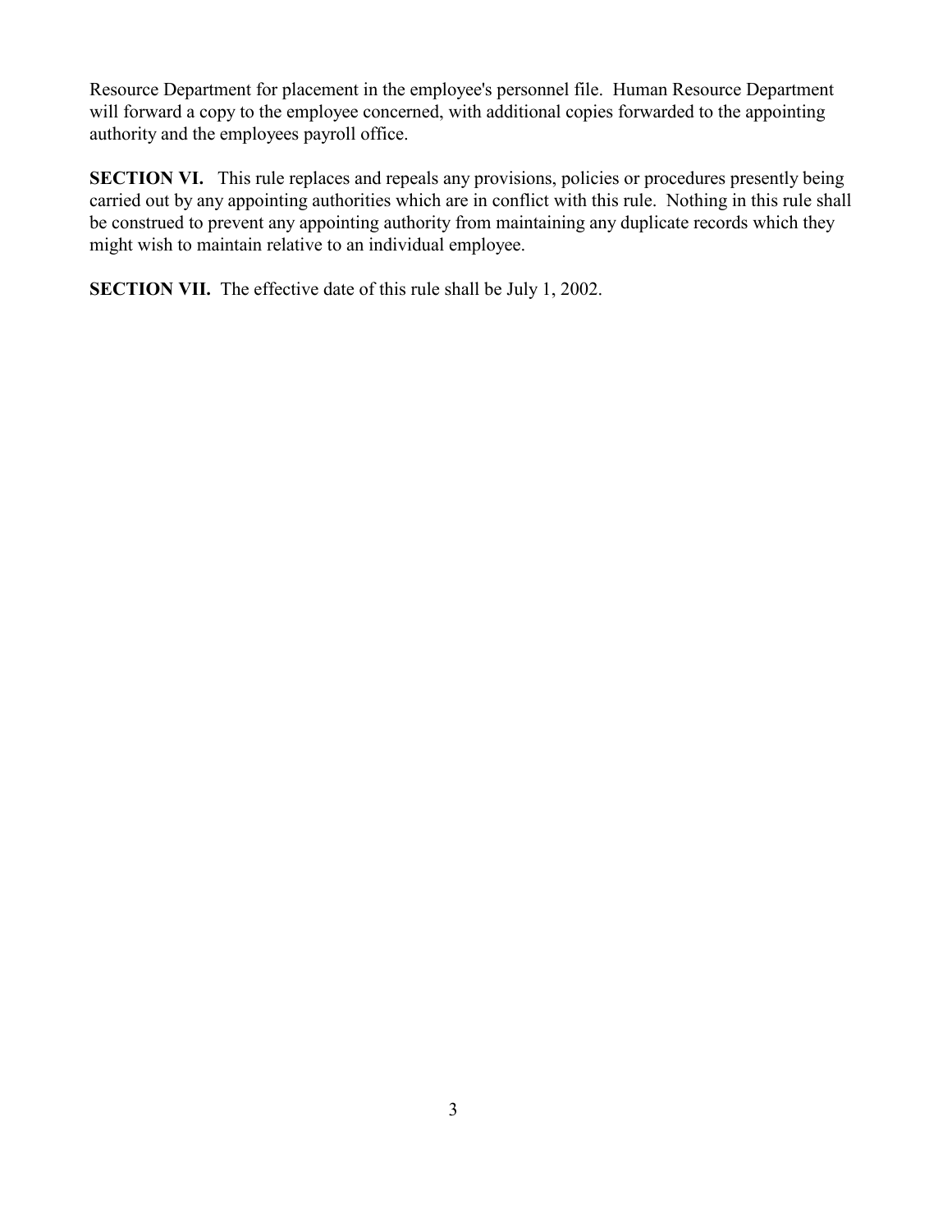Resource Department for placement in the employee's personnel file. Human Resource Department will forward a copy to the employee concerned, with additional copies forwarded to the appointing authority and the employees payroll office.

**SECTION VI.** This rule replaces and repeals any provisions, policies or procedures presently being carried out by any appointing authorities which are in conflict with this rule. Nothing in this rule shall be construed to prevent any appointing authority from maintaining any duplicate records which they might wish to maintain relative to an individual employee.

**SECTION VII.** The effective date of this rule shall be July 1, 2002.